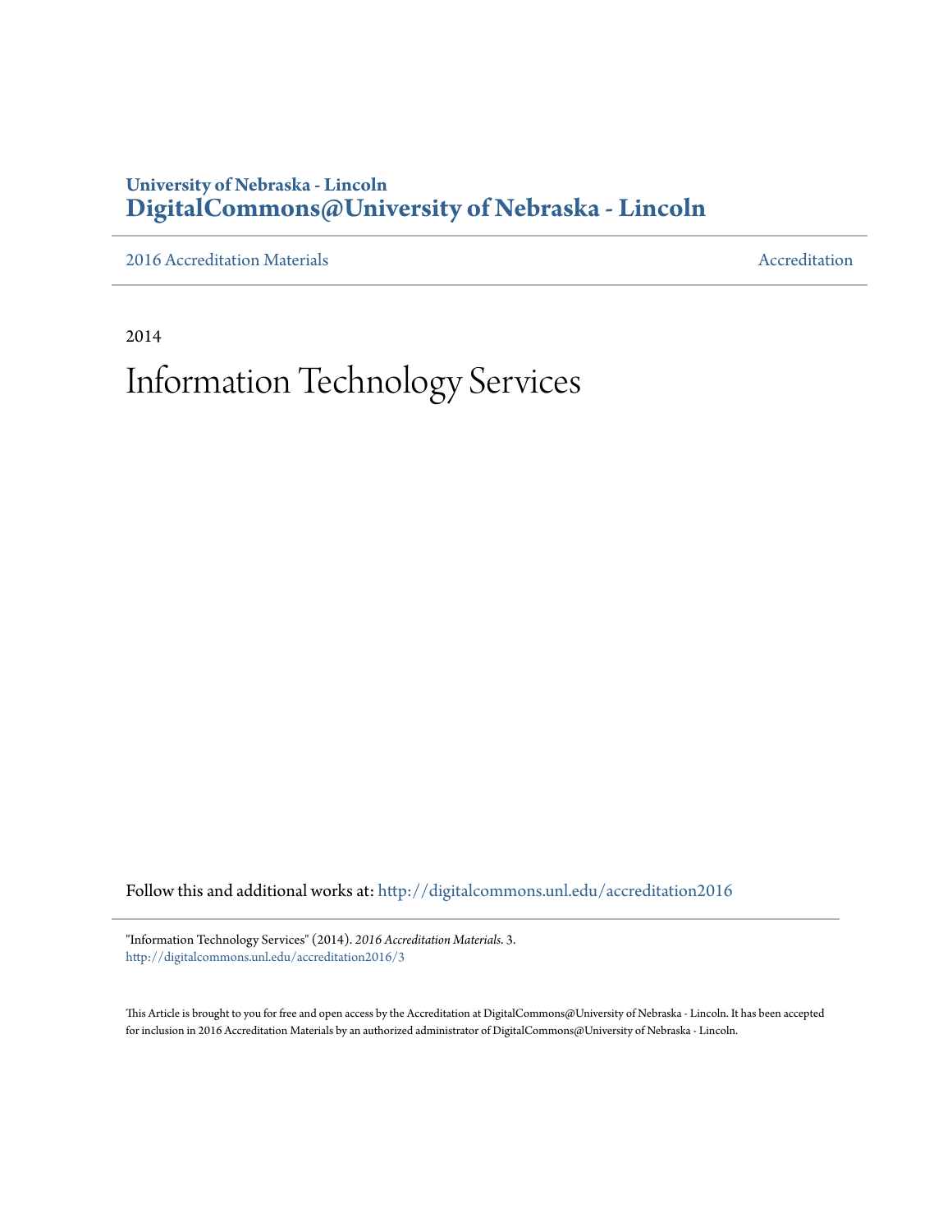**University of Nebraska - Lincoln**
**DigitalCommons@University of Nebraska - Lincoln**

2016 Accreditation Materials — Accreditation

2014

# Information Technology Services

Follow this and additional works at: http://digitalcommons.unl.edu/accreditation2016

"Information Technology Services" (2014). *2016 Accreditation Materials*. 3.
http://digitalcommons.unl.edu/accreditation2016/3

This Article is brought to you for free and open access by the Accreditation at DigitalCommons@University of Nebraska - Lincoln. It has been accepted for inclusion in 2016 Accreditation Materials by an authorized administrator of DigitalCommons@University of Nebraska - Lincoln.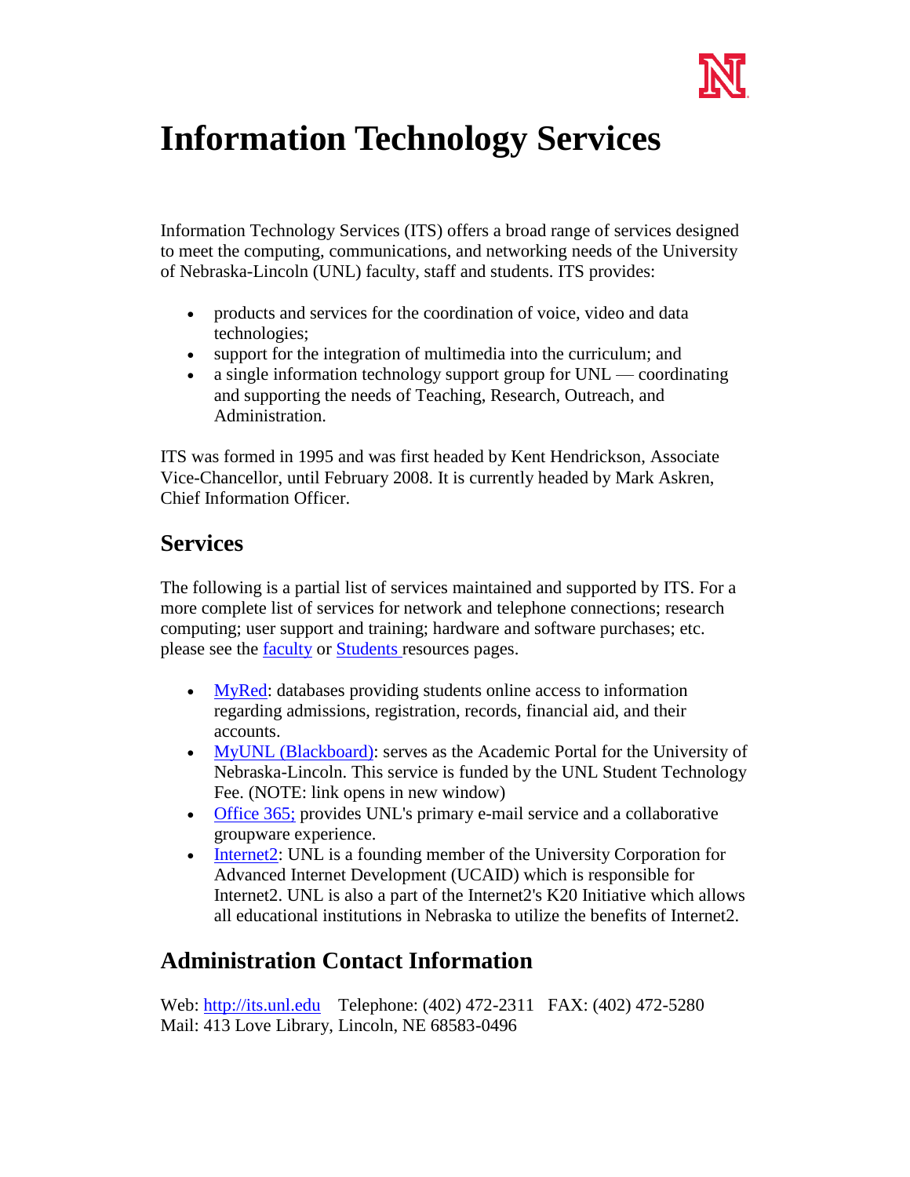# Information Technology Services

Information Technology Services (ITS) offers a broad range of services designed to meet the computing, communications, and networking needs of the University of Nebraska-Lincoln (UNL) faculty, staff and students. ITS provides:

- products and services for the coordination of voice, video and data technologies;
- support for the integration of multimedia into the curriculum; and
- a single information technology support group for UNL — coordinating and supporting the needs of Teaching, Research, Outreach, and Administration.

ITS was formed in 1995 and was first headed by Kent Hendrickson, Associate Vice-Chancellor, until February 2008. It is currently headed by Mark Askren, Chief Information Officer.

## Services

The following is a partial list of services maintained and supported by ITS. For a more complete list of services for network and telephone connections; research computing; user support and training; hardware and software purchases; etc. please see the faculty or Students resources pages.

- MyRed: databases providing students online access to information regarding admissions, registration, records, financial aid, and their accounts.
- MyUNL (Blackboard): serves as the Academic Portal for the University of Nebraska-Lincoln. This service is funded by the UNL Student Technology Fee. (NOTE: link opens in new window)
- Office 365; provides UNL's primary e-mail service and a collaborative groupware experience.
- Internet2: UNL is a founding member of the University Corporation for Advanced Internet Development (UCAID) which is responsible for Internet2. UNL is also a part of the Internet2's K20 Initiative which allows all educational institutions in Nebraska to utilize the benefits of Internet2.

## Administration Contact Information

Web: http://its.unl.edu Telephone: (402) 472-2311 FAX: (402) 472-5280
Mail: 413 Love Library, Lincoln, NE 68583-0496